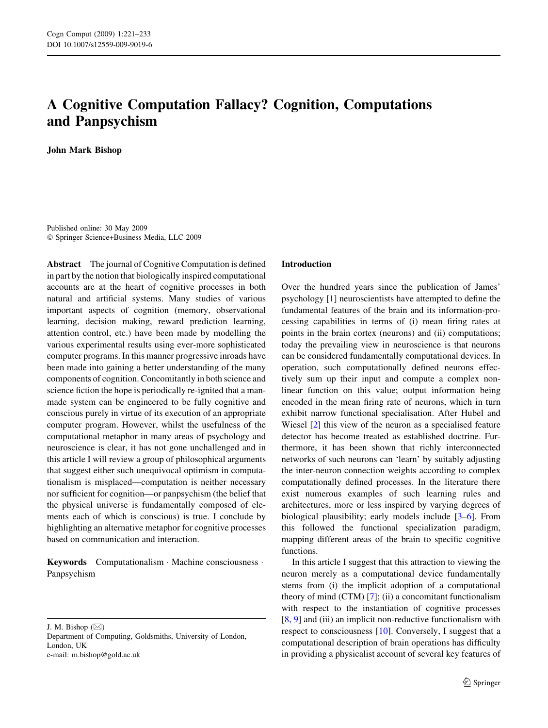# A Cognitive Computation Fallacy? Cognition, Computations and Panpsychism

**John Mark Bishop**

Published online: 30 May 2009
© Springer Science+Business Media, LLC 2009

**Abstract** The journal of Cognitive Computation is defined in part by the notion that biologically inspired computational accounts are at the heart of cognitive processes in both natural and artificial systems. Many studies of various important aspects of cognition (memory, observational learning, decision making, reward prediction learning, attention control, etc.) have been made by modelling the various experimental results using ever-more sophisticated computer programs. In this manner progressive inroads have been made into gaining a better understanding of the many components of cognition. Concomitantly in both science and science fiction the hope is periodically re-ignited that a man-made system can be engineered to be fully cognitive and conscious purely in virtue of its execution of an appropriate computer program. However, whilst the usefulness of the computational metaphor in many areas of psychology and neuroscience is clear, it has not gone unchallenged and in this article I will review a group of philosophical arguments that suggest either such unequivocal optimism in computationalism is misplaced—computation is neither necessary nor sufficient for cognition—or panpsychism (the belief that the physical universe is fundamentally composed of elements each of which is conscious) is true. I conclude by highlighting an alternative metaphor for cognitive processes based on communication and interaction.

**Keywords** Computationalism · Machine consciousness · Panpsychism

J. M. Bishop (✉)
Department of Computing, Goldsmiths, University of London, London, UK
e-mail: m.bishop@gold.ac.uk

## Introduction

Over the hundred years since the publication of James' psychology [1] neuroscientists have attempted to define the fundamental features of the brain and its information-processing capabilities in terms of (i) mean firing rates at points in the brain cortex (neurons) and (ii) computations; today the prevailing view in neuroscience is that neurons can be considered fundamentally computational devices. In operation, such computationally defined neurons effectively sum up their input and compute a complex non-linear function on this value; output information being encoded in the mean firing rate of neurons, which in turn exhibit narrow functional specialisation. After Hubel and Wiesel [2] this view of the neuron as a specialised feature detector has become treated as established doctrine. Furthermore, it has been shown that richly interconnected networks of such neurons can 'learn' by suitably adjusting the inter-neuron connection weights according to complex computationally defined processes. In the literature there exist numerous examples of such learning rules and architectures, more or less inspired by varying degrees of biological plausibility; early models include [3–6]. From this followed the functional specialization paradigm, mapping different areas of the brain to specific cognitive functions.

In this article I suggest that this attraction to viewing the neuron merely as a computational device fundamentally stems from (i) the implicit adoption of a computational theory of mind (CTM) [7]; (ii) a concomitant functionalism with respect to the instantiation of cognitive processes [8, 9] and (iii) an implicit non-reductive functionalism with respect to consciousness [10]. Conversely, I suggest that a computational description of brain operations has difficulty in providing a physicalist account of several key features of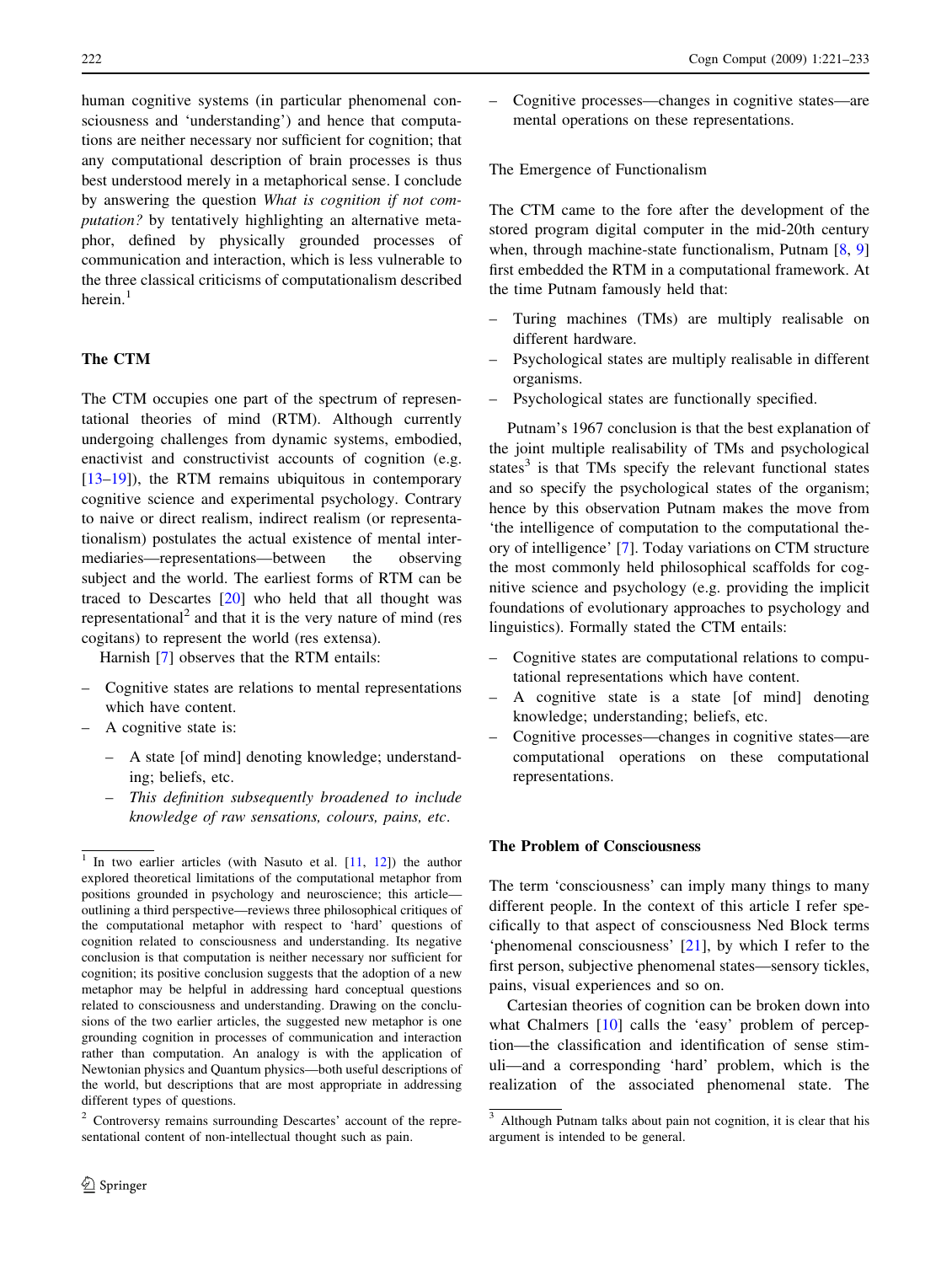human cognitive systems (in particular phenomenal consciousness and 'understanding') and hence that computations are neither necessary nor sufficient for cognition; that any computational description of brain processes is thus best understood merely in a metaphorical sense. I conclude by answering the question *What is cognition if not computation?* by tentatively highlighting an alternative metaphor, defined by physically grounded processes of communication and interaction, which is less vulnerable to the three classical criticisms of computationalism described herein.[1]

## The CTM

The CTM occupies one part of the spectrum of representational theories of mind (RTM). Although currently undergoing challenges from dynamic systems, embodied, enactivist and constructivist accounts of cognition (e.g. [13–19]), the RTM remains ubiquitous in contemporary cognitive science and experimental psychology. Contrary to naive or direct realism, indirect realism (or representationalism) postulates the actual existence of mental intermediaries—representations—between the observing subject and the world. The earliest forms of RTM can be traced to Descartes [20] who held that all thought was representational[2] and that it is the very nature of mind (res cogitans) to represent the world (res extensa).

Harnish [7] observes that the RTM entails:

- Cognitive states are relations to mental representations which have content.
- A cognitive state is:
  - A state [of mind] denoting knowledge; understanding; beliefs, etc.
  - *This definition subsequently broadened to include knowledge of raw sensations, colours, pains, etc.*
- Cognitive processes—changes in cognitive states—are mental operations on these representations.

### The Emergence of Functionalism

The CTM came to the fore after the development of the stored program digital computer in the mid-20th century when, through machine-state functionalism, Putnam [8, 9] first embedded the RTM in a computational framework. At the time Putnam famously held that:

- Turing machines (TMs) are multiply realisable on different hardware.
- Psychological states are multiply realisable in different organisms.
- Psychological states are functionally specified.

Putnam's 1967 conclusion is that the best explanation of the joint multiple realisability of TMs and psychological states[3] is that TMs specify the relevant functional states and so specify the psychological states of the organism; hence by this observation Putnam makes the move from 'the intelligence of computation to the computational theory of intelligence' [7]. Today variations on CTM structure the most commonly held philosophical scaffolds for cognitive science and psychology (e.g. providing the implicit foundations of evolutionary approaches to psychology and linguistics). Formally stated the CTM entails:

- Cognitive states are computational relations to computational representations which have content.
- A cognitive state is a state [of mind] denoting knowledge; understanding; beliefs, etc.
- Cognitive processes—changes in cognitive states—are computational operations on these computational representations.

## The Problem of Consciousness

The term 'consciousness' can imply many things to many different people. In the context of this article I refer specifically to that aspect of consciousness Ned Block terms 'phenomenal consciousness' [21], by which I refer to the first person, subjective phenomenal states—sensory tickles, pains, visual experiences and so on.

Cartesian theories of cognition can be broken down into what Chalmers [10] calls the 'easy' problem of perception—the classification and identification of sense stimuli—and a corresponding 'hard' problem, which is the realization of the associated phenomenal state. The

---

[1] In two earlier articles (with Nasuto et al. [11, 12]) the author explored theoretical limitations of the computational metaphor from positions grounded in psychology and neuroscience; this article—outlining a third perspective—reviews three philosophical critiques of the computational metaphor with respect to 'hard' questions of cognition related to consciousness and understanding. Its negative conclusion is that computation is neither necessary nor sufficient for cognition; its positive conclusion suggests that the adoption of a new metaphor may be helpful in addressing hard conceptual questions related to consciousness and understanding. Drawing on the conclusions of the two earlier articles, the suggested new metaphor is one grounding cognition in processes of communication and interaction rather than computation. An analogy is with the application of Newtonian physics and Quantum physics—both useful descriptions of the world, but descriptions that are most appropriate in addressing different types of questions.

[2] Controversy remains surrounding Descartes' account of the representational content of non-intellectual thought such as pain.

[3] Although Putnam talks about pain not cognition, it is clear that his argument is intended to be general.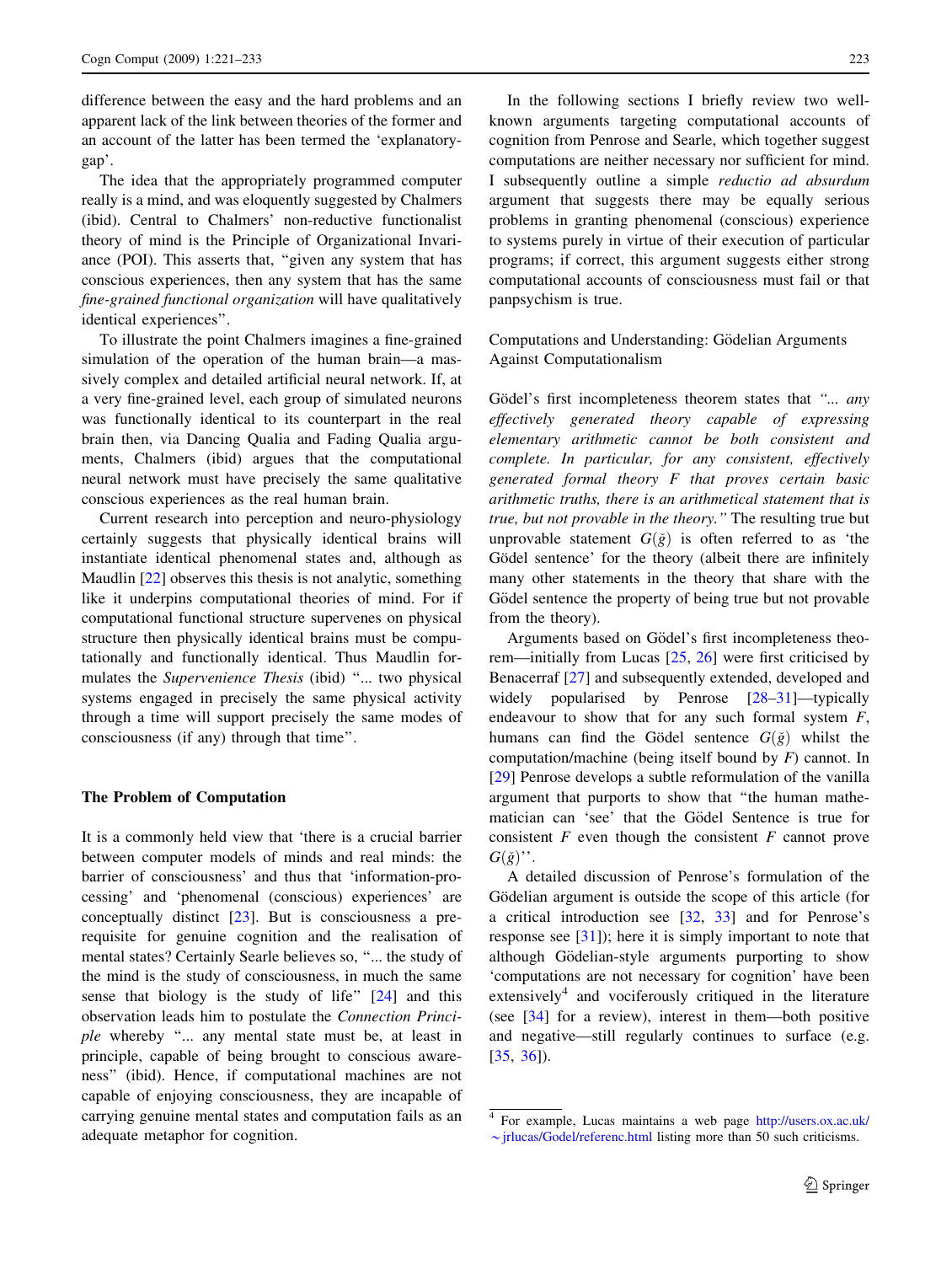difference between the easy and the hard problems and an apparent lack of the link between theories of the former and an account of the latter has been termed the 'explanatory-gap'.

The idea that the appropriately programmed computer really is a mind, and was eloquently suggested by Chalmers (ibid). Central to Chalmers' non-reductive functionalist theory of mind is the Principle of Organizational Invariance (POI). This asserts that, "given any system that has conscious experiences, then any system that has the same *fine-grained functional organization* will have qualitatively identical experiences".

To illustrate the point Chalmers imagines a fine-grained simulation of the operation of the human brain—a massively complex and detailed artificial neural network. If, at a very fine-grained level, each group of simulated neurons was functionally identical to its counterpart in the real brain then, via Dancing Qualia and Fading Qualia arguments, Chalmers (ibid) argues that the computational neural network must have precisely the same qualitative conscious experiences as the real human brain.

Current research into perception and neuro-physiology certainly suggests that physically identical brains will instantiate identical phenomenal states and, although as Maudlin [22] observes this thesis is not analytic, something like it underpins computational theories of mind. For if computational functional structure supervenes on physical structure then physically identical brains must be computationally and functionally identical. Thus Maudlin formulates the *Supervenience Thesis* (ibid) "... two physical systems engaged in precisely the same physical activity through a time will support precisely the same modes of consciousness (if any) through that time".

## The Problem of Computation

It is a commonly held view that 'there is a crucial barrier between computer models of minds and real minds: the barrier of consciousness' and thus that 'information-processing' and 'phenomenal (conscious) experiences' are conceptually distinct [23]. But is consciousness a prerequisite for genuine cognition and the realisation of mental states? Certainly Searle believes so, "... the study of the mind is the study of consciousness, in much the same sense that biology is the study of life" [24] and this observation leads him to postulate the *Connection Principle* whereby "... any mental state must be, at least in principle, capable of being brought to conscious awareness" (ibid). Hence, if computational machines are not capable of enjoying consciousness, they are incapable of carrying genuine mental states and computation fails as an adequate metaphor for cognition.

In the following sections I briefly review two well-known arguments targeting computational accounts of cognition from Penrose and Searle, which together suggest computations are neither necessary nor sufficient for mind. I subsequently outline a simple *reductio ad absurdum* argument that suggests there may be equally serious problems in granting phenomenal (conscious) experience to systems purely in virtue of their execution of particular programs; if correct, this argument suggests either strong computational accounts of consciousness must fail or that panpsychism is true.

### Computations and Understanding: Gödelian Arguments Against Computationalism

Gödel's first incompleteness theorem states that *"... any effectively generated theory capable of expressing elementary arithmetic cannot be both consistent and complete. In particular, for any consistent, effectively generated formal theory F that proves certain basic arithmetic truths, there is an arithmetical statement that is true, but not provable in the theory."* The resulting true but unprovable statement $G(\breve{g})$ is often referred to as 'the Gödel sentence' for the theory (albeit there are infinitely many other statements in the theory that share with the Gödel sentence the property of being true but not provable from the theory).

Arguments based on Gödel's first incompleteness theorem—initially from Lucas [25, 26] were first criticised by Benacerraf [27] and subsequently extended, developed and widely popularised by Penrose [28–31]—typically endeavour to show that for any such formal system $F$, humans can find the Gödel sentence $G(\breve{g})$ whilst the computation/machine (being itself bound by $F$) cannot. In [29] Penrose develops a subtle reformulation of the vanilla argument that purports to show that "the human mathematician can 'see' that the Gödel Sentence is true for consistent $F$ even though the consistent $F$ cannot prove $G(\breve{g})$".

A detailed discussion of Penrose's formulation of the Gödelian argument is outside the scope of this article (for a critical introduction see [32, 33] and for Penrose's response see [31]); here it is simply important to note that although Gödelian-style arguments purporting to show 'computations are not necessary for cognition' have been extensively[4] and vociferously critiqued in the literature (see [34] for a review), interest in them—both positive and negative—still regularly continues to surface (e.g. [35, 36]).

[4] For example, Lucas maintains a web page http://users.ox.ac.uk/~jrlucas/Godel/referenc.html listing more than 50 such criticisms.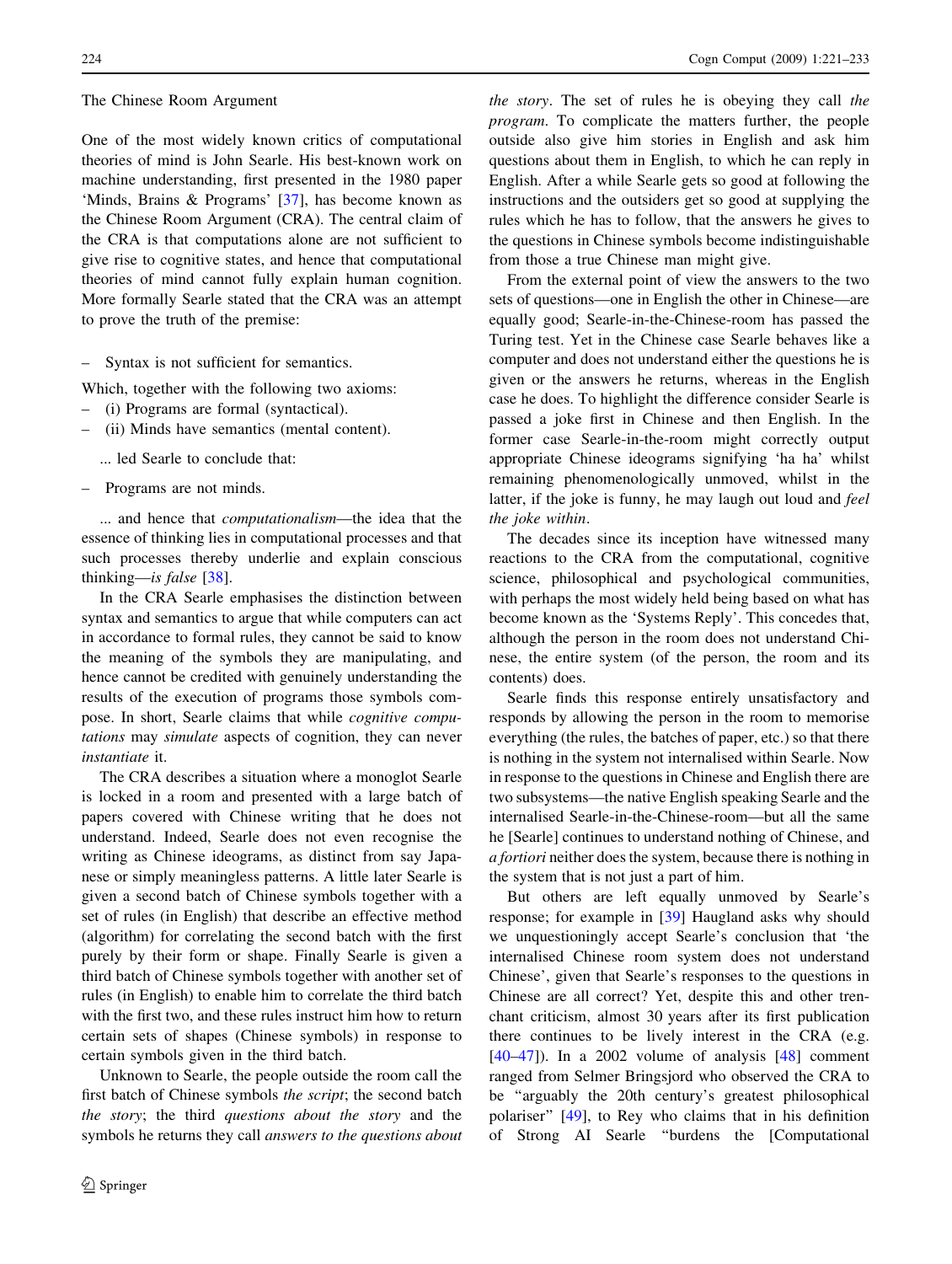## The Chinese Room Argument

One of the most widely known critics of computational theories of mind is John Searle. His best-known work on machine understanding, first presented in the 1980 paper 'Minds, Brains & Programs' [37], has become known as the Chinese Room Argument (CRA). The central claim of the CRA is that computations alone are not sufficient to give rise to cognitive states, and hence that computational theories of mind cannot fully explain human cognition. More formally Searle stated that the CRA was an attempt to prove the truth of the premise:

- Syntax is not sufficient for semantics.

Which, together with the following two axioms:

- (i) Programs are formal (syntactical).
- (ii) Minds have semantics (mental content).

... led Searle to conclude that:

- Programs are not minds.

... and hence that *computationalism*—the idea that the essence of thinking lies in computational processes and that such processes thereby underlie and explain conscious thinking—*is false* [38].

In the CRA Searle emphasises the distinction between syntax and semantics to argue that while computers can act in accordance to formal rules, they cannot be said to know the meaning of the symbols they are manipulating, and hence cannot be credited with genuinely understanding the results of the execution of programs those symbols compose. In short, Searle claims that while *cognitive computations* may *simulate* aspects of cognition, they can never *instantiate* it.

The CRA describes a situation where a monoglot Searle is locked in a room and presented with a large batch of papers covered with Chinese writing that he does not understand. Indeed, Searle does not even recognise the writing as Chinese ideograms, as distinct from say Japanese or simply meaningless patterns. A little later Searle is given a second batch of Chinese symbols together with a set of rules (in English) that describe an effective method (algorithm) for correlating the second batch with the first purely by their form or shape. Finally Searle is given a third batch of Chinese symbols together with another set of rules (in English) to enable him to correlate the third batch with the first two, and these rules instruct him how to return certain sets of shapes (Chinese symbols) in response to certain symbols given in the third batch.

Unknown to Searle, the people outside the room call the first batch of Chinese symbols *the script*; the second batch *the story*; the third *questions about the story* and the symbols he returns they call *answers to the questions about the story*. The set of rules he is obeying they call *the program*. To complicate the matters further, the people outside also give him stories in English and ask him questions about them in English, to which he can reply in English. After a while Searle gets so good at following the instructions and the outsiders get so good at supplying the rules which he has to follow, that the answers he gives to the questions in Chinese symbols become indistinguishable from those a true Chinese man might give.

From the external point of view the answers to the two sets of questions—one in English the other in Chinese—are equally good; Searle-in-the-Chinese-room has passed the Turing test. Yet in the Chinese case Searle behaves like a computer and does not understand either the questions he is given or the answers he returns, whereas in the English case he does. To highlight the difference consider Searle is passed a joke first in Chinese and then English. In the former case Searle-in-the-room might correctly output appropriate Chinese ideograms signifying 'ha ha' whilst remaining phenomenologically unmoved, whilst in the latter, if the joke is funny, he may laugh out loud and *feel the joke within*.

The decades since its inception have witnessed many reactions to the CRA from the computational, cognitive science, philosophical and psychological communities, with perhaps the most widely held being based on what has become known as the 'Systems Reply'. This concedes that, although the person in the room does not understand Chinese, the entire system (of the person, the room and its contents) does.

Searle finds this response entirely unsatisfactory and responds by allowing the person in the room to memorise everything (the rules, the batches of paper, etc.) so that there is nothing in the system not internalised within Searle. Now in response to the questions in Chinese and English there are two subsystems—the native English speaking Searle and the internalised Searle-in-the-Chinese-room—but all the same he [Searle] continues to understand nothing of Chinese, and *a fortiori* neither does the system, because there is nothing in the system that is not just a part of him.

But others are left equally unmoved by Searle's response; for example in [39] Haugland asks why should we unquestioningly accept Searle's conclusion that 'the internalised Chinese room system does not understand Chinese', given that Searle's responses to the questions in Chinese are all correct? Yet, despite this and other trenchant criticism, almost 30 years after its first publication there continues to be lively interest in the CRA (e.g. [40–47]). In a 2002 volume of analysis [48] comment ranged from Selmer Bringsjord who observed the CRA to be "arguably the 20th century's greatest philosophical polariser" [49], to Rey who claims that in his definition of Strong AI Searle "burdens the [Computational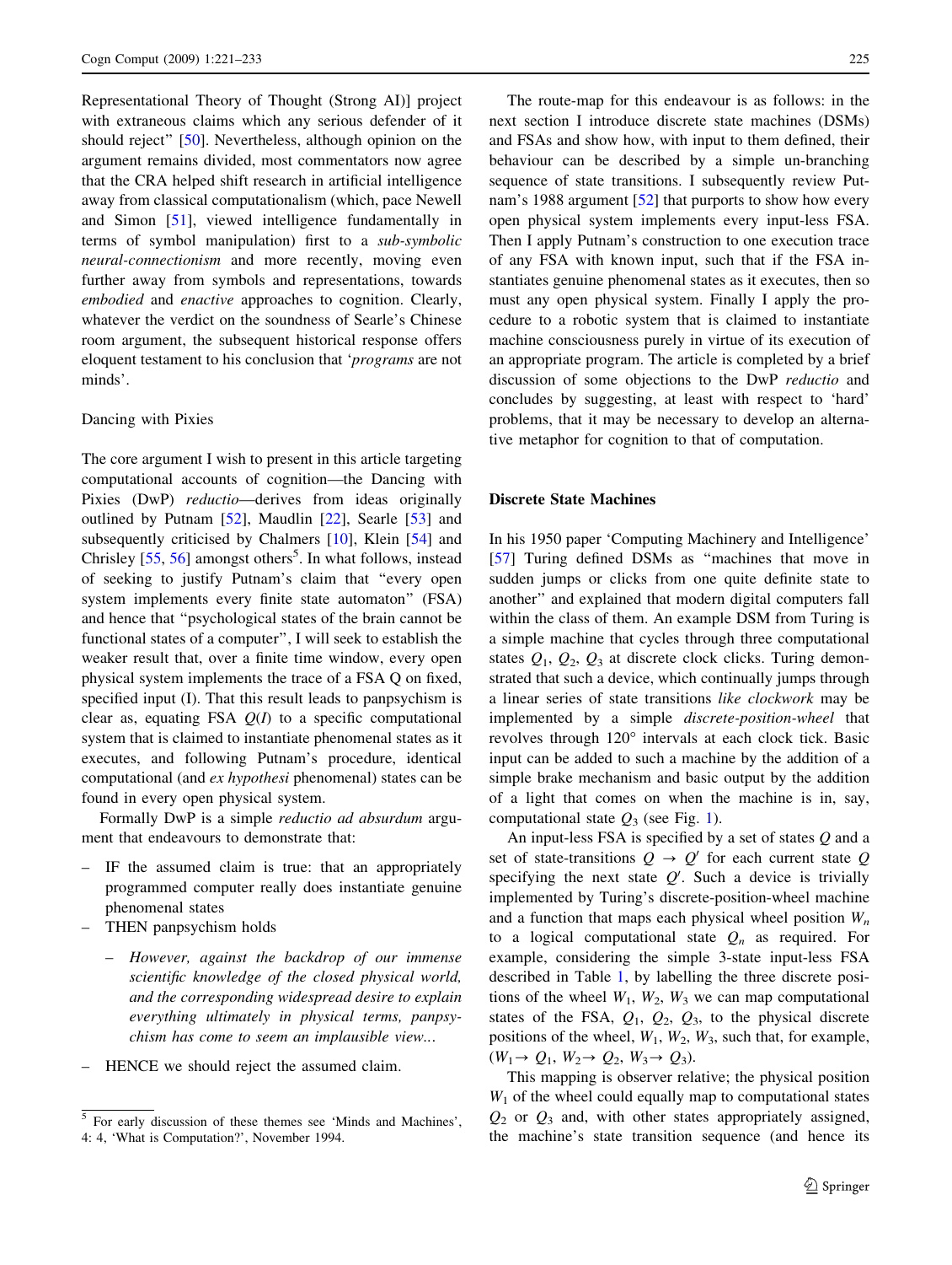Representational Theory of Thought (Strong AI)] project with extraneous claims which any serious defender of it should reject" [50]. Nevertheless, although opinion on the argument remains divided, most commentators now agree that the CRA helped shift research in artificial intelligence away from classical computationalism (which, pace Newell and Simon [51], viewed intelligence fundamentally in terms of symbol manipulation) first to a *sub-symbolic neural-connectionism* and more recently, moving even further away from symbols and representations, towards *embodied* and *enactive* approaches to cognition. Clearly, whatever the verdict on the soundness of Searle's Chinese room argument, the subsequent historical response offers eloquent testament to his conclusion that '*programs* are not minds'.

Dancing with Pixies

The core argument I wish to present in this article targeting computational accounts of cognition—the Dancing with Pixies (DwP) *reductio*—derives from ideas originally outlined by Putnam [52], Maudlin [22], Searle [53] and subsequently criticised by Chalmers [10], Klein [54] and Chrisley [55, 56] amongst others[5]. In what follows, instead of seeking to justify Putnam's claim that "every open system implements every finite state automaton" (FSA) and hence that "psychological states of the brain cannot be functional states of a computer", I will seek to establish the weaker result that, over a finite time window, every open physical system implements the trace of a FSA Q on fixed, specified input (I). That this result leads to panpsychism is clear as, equating FSA $Q(I)$ to a specific computational system that is claimed to instantiate phenomenal states as it executes, and following Putnam's procedure, identical computational (and *ex hypothesi* phenomenal) states can be found in every open physical system.

Formally DwP is a simple *reductio ad absurdum* argument that endeavours to demonstrate that:

- IF the assumed claim is true: that an appropriately programmed computer really does instantiate genuine phenomenal states
- THEN panpsychism holds
  - *However, against the backdrop of our immense scientific knowledge of the closed physical world, and the corresponding widespread desire to explain everything ultimately in physical terms, panpsychism has come to seem an implausible view...*
- HENCE we should reject the assumed claim.

The route-map for this endeavour is as follows: in the next section I introduce discrete state machines (DSMs) and FSAs and show how, with input to them defined, their behaviour can be described by a simple un-branching sequence of state transitions. I subsequently review Putnam's 1988 argument [52] that purports to show how every open physical system implements every input-less FSA. Then I apply Putnam's construction to one execution trace of any FSA with known input, such that if the FSA instantiates genuine phenomenal states as it executes, then so must any open physical system. Finally I apply the procedure to a robotic system that is claimed to instantiate machine consciousness purely in virtue of its execution of an appropriate program. The article is completed by a brief discussion of some objections to the DwP *reductio* and concludes by suggesting, at least with respect to 'hard' problems, that it may be necessary to develop an alternative metaphor for cognition to that of computation.

## Discrete State Machines

In his 1950 paper 'Computing Machinery and Intelligence' [57] Turing defined DSMs as "machines that move in sudden jumps or clicks from one quite definite state to another" and explained that modern digital computers fall within the class of them. An example DSM from Turing is a simple machine that cycles through three computational states $Q_1$, $Q_2$, $Q_3$ at discrete clock clicks. Turing demonstrated that such a device, which continually jumps through a linear series of state transitions *like clockwork* may be implemented by a simple *discrete-position-wheel* that revolves through 120° intervals at each clock tick. Basic input can be added to such a machine by the addition of a simple brake mechanism and basic output by the addition of a light that comes on when the machine is in, say, computational state $Q_3$ (see Fig. 1).

An input-less FSA is specified by a set of states $Q$ and a set of state-transitions $Q \rightarrow Q'$ for each current state $Q$ specifying the next state $Q'$. Such a device is trivially implemented by Turing's discrete-position-wheel machine and a function that maps each physical wheel position $W_n$ to a logical computational state $Q_n$ as required. For example, considering the simple 3-state input-less FSA described in Table 1, by labelling the three discrete positions of the wheel $W_1$, $W_2$, $W_3$ we can map computational states of the FSA, $Q_1$, $Q_2$, $Q_3$, to the physical discrete positions of the wheel, $W_1$, $W_2$, $W_3$, such that, for example, $(W_1 \rightarrow Q_1, W_2 \rightarrow Q_2, W_3 \rightarrow Q_3)$.

This mapping is observer relative; the physical position $W_1$ of the wheel could equally map to computational states $Q_2$ or $Q_3$ and, with other states appropriately assigned, the machine's state transition sequence (and hence its

[5] For early discussion of these themes see 'Minds and Machines', 4: 4, 'What is Computation?', November 1994.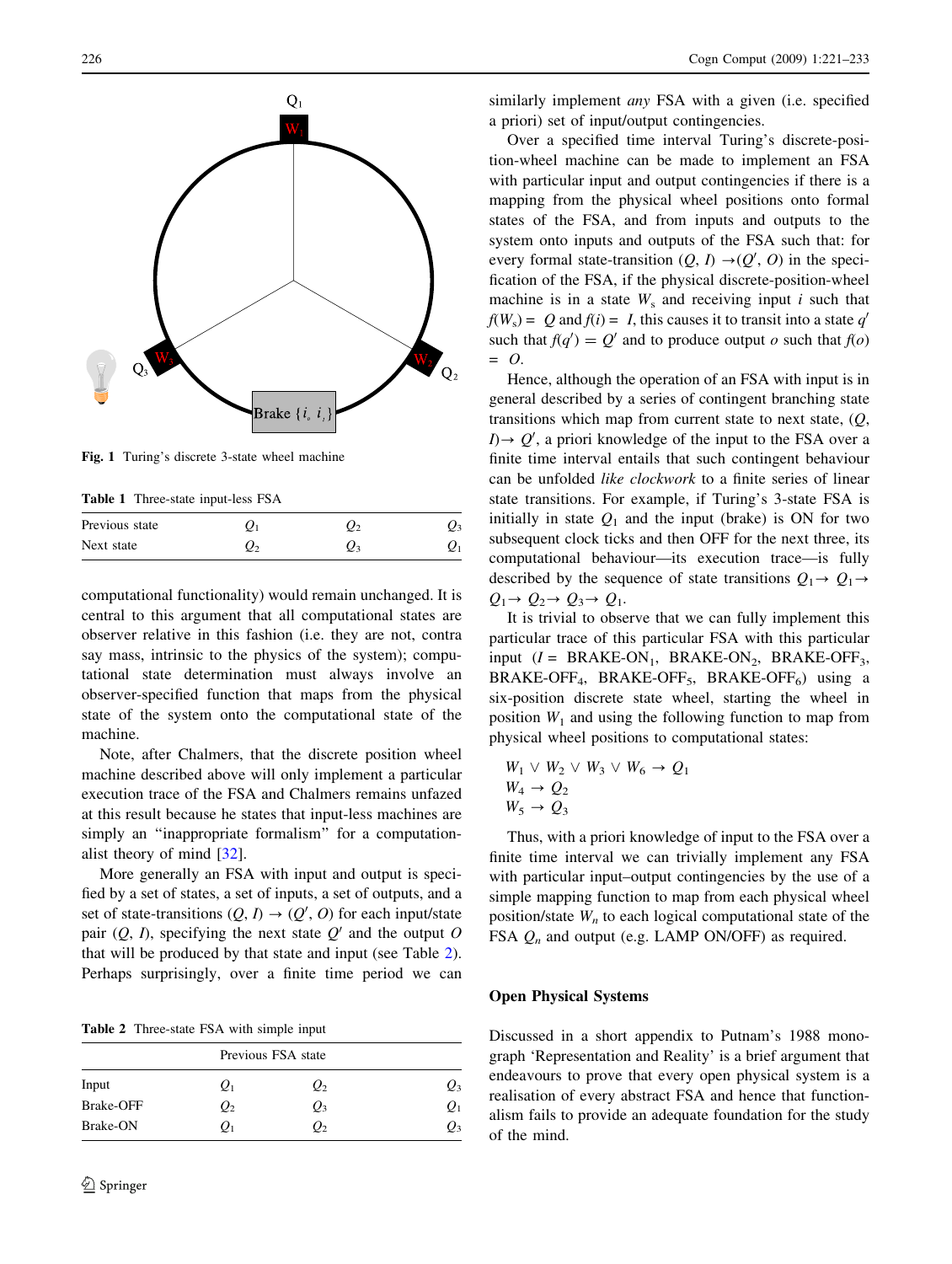Fig. 1 Turing's discrete 3-state wheel machine

Table 1 Three-state input-less FSA

| Previous state | $Q_1$ | $Q_2$ | $Q_3$ |
|---|---|---|---|
| Next state | $Q_2$ | $Q_3$ | $Q_1$ |

computational functionality) would remain unchanged. It is central to this argument that all computational states are observer relative in this fashion (i.e. they are not, contra say mass, intrinsic to the physics of the system); computational state determination must always involve an observer-specified function that maps from the physical state of the system onto the computational state of the machine.

Note, after Chalmers, that the discrete position wheel machine described above will only implement a particular execution trace of the FSA and Chalmers remains unfazed at this result because he states that input-less machines are simply an "inappropriate formalism" for a computationalist theory of mind [32].

More generally an FSA with input and output is specified by a set of states, a set of inputs, a set of outputs, and a set of state-transitions $(Q, I) \rightarrow (Q', O)$ for each input/state pair $(Q, I)$, specifying the next state $Q'$ and the output $O$ that will be produced by that state and input (see Table 2). Perhaps surprisingly, over a finite time period we can

Table 2 Three-state FSA with simple input

| | Previous FSA state | | |
|---|---|---|---|
| Input | $Q_1$ | $Q_2$ | $Q_3$ |
| Brake-OFF | $Q_2$ | $Q_3$ | $Q_1$ |
| Brake-ON | $Q_1$ | $Q_2$ | $Q_3$ |

similarly implement *any* FSA with a given (i.e. specified a priori) set of input/output contingencies.

Over a specified time interval Turing's discrete-position-wheel machine can be made to implement an FSA with particular input and output contingencies if there is a mapping from the physical wheel positions onto formal states of the FSA, and from inputs and outputs to the system onto inputs and outputs of the FSA such that: for every formal state-transition $(Q, I) \rightarrow (Q', O)$ in the specification of the FSA, if the physical discrete-position-wheel machine is in a state $W_s$ and receiving input $i$ such that $f(W_s) = Q$ and $f(i) = I$, this causes it to transit into a state $q'$ such that $f(q') = Q'$ and to produce output $o$ such that $f(o) = O$.

Hence, although the operation of an FSA with input is in general described by a series of contingent branching state transitions which map from current state to next state, $(Q, I) \rightarrow Q'$, a priori knowledge of the input to the FSA over a finite time interval entails that such contingent behaviour can be unfolded *like clockwork* to a finite series of linear state transitions. For example, if Turing's 3-state FSA is initially in state $Q_1$ and the input (brake) is ON for two subsequent clock ticks and then OFF for the next three, its computational behaviour—its execution trace—is fully described by the sequence of state transitions $Q_1 \rightarrow Q_1 \rightarrow Q_1 \rightarrow Q_2 \rightarrow Q_3 \rightarrow Q_1$.

It is trivial to observe that we can fully implement this particular trace of this particular FSA with this particular input ($I$ = BRAKE-ON$_1$, BRAKE-ON$_2$, BRAKE-OFF$_3$, BRAKE-OFF$_4$, BRAKE-OFF$_5$, BRAKE-OFF$_6$) using a six-position discrete state wheel, starting the wheel in position $W_1$ and using the following function to map from physical wheel positions to computational states:

$$W_1 \vee W_2 \vee W_3 \vee W_6 \rightarrow Q_1$$
$$W_4 \rightarrow Q_2$$
$$W_5 \rightarrow Q_3$$

Thus, with a priori knowledge of input to the FSA over a finite time interval we can trivially implement any FSA with particular input–output contingencies by the use of a simple mapping function to map from each physical wheel position/state $W_n$ to each logical computational state of the FSA $Q_n$ and output (e.g. LAMP ON/OFF) as required.

## Open Physical Systems

Discussed in a short appendix to Putnam's 1988 monograph 'Representation and Reality' is a brief argument that endeavours to prove that every open physical system is a realisation of every abstract FSA and hence that functionalism fails to provide an adequate foundation for the study of the mind.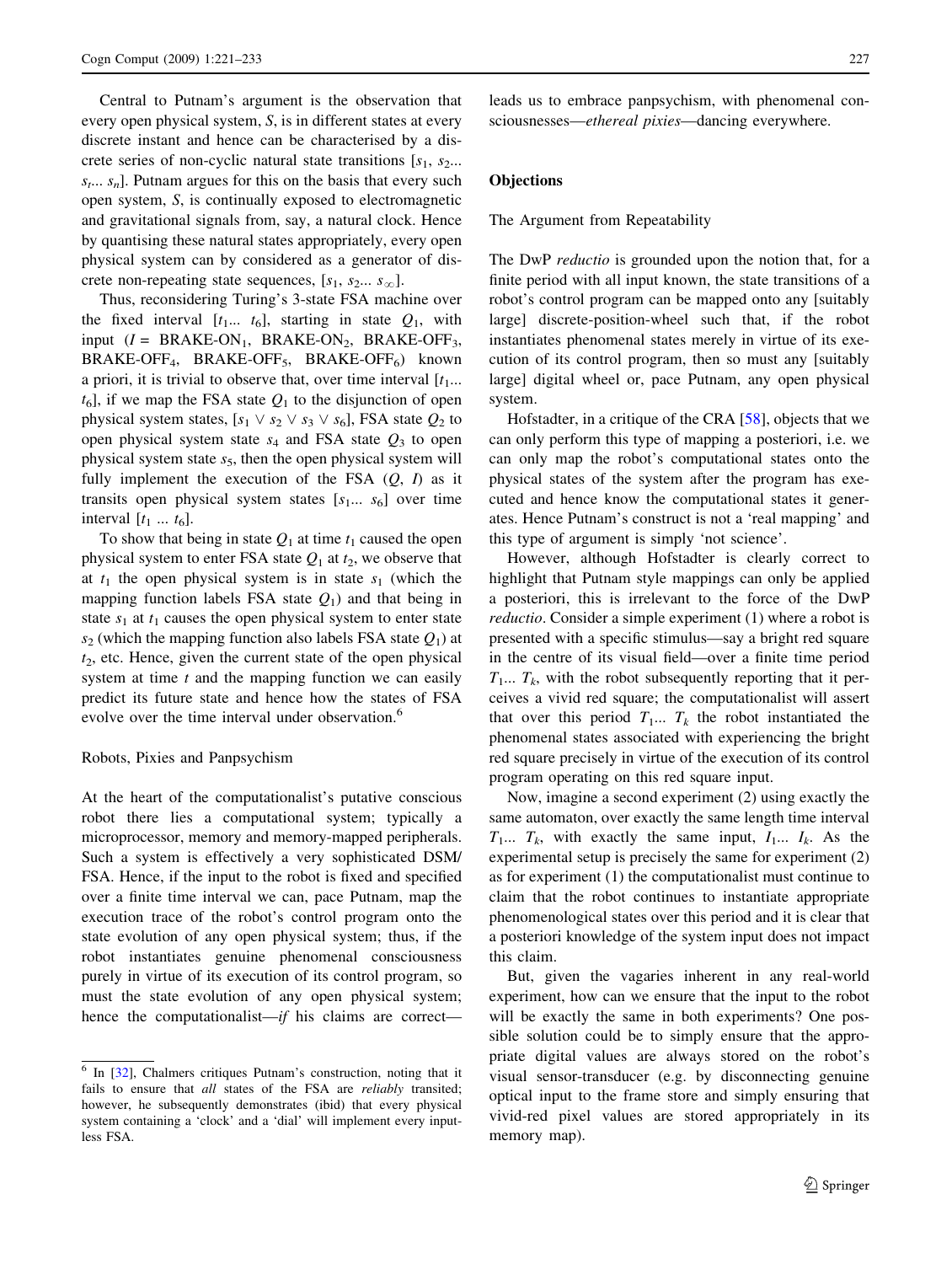Central to Putnam's argument is the observation that every open physical system, $S$, is in different states at every discrete instant and hence can be characterised by a discrete series of non-cyclic natural state transitions $[s_1, s_2... s_t... s_n]$. Putnam argues for this on the basis that every such open system, $S$, is continually exposed to electromagnetic and gravitational signals from, say, a natural clock. Hence by quantising these natural states appropriately, every open physical system can by considered as a generator of discrete non-repeating state sequences, $[s_1, s_2... s_\infty]$.

Thus, reconsidering Turing's 3-state FSA machine over the fixed interval $[t_1... t_6]$, starting in state $Q_1$, with input ($I$ = BRAKE-ON$_1$, BRAKE-ON$_2$, BRAKE-OFF$_3$, BRAKE-OFF$_4$, BRAKE-OFF$_5$, BRAKE-OFF$_6$) known a priori, it is trivial to observe that, over time interval $[t_1... t_6]$, if we map the FSA state $Q_1$ to the disjunction of open physical system states, $[s_1 \vee s_2 \vee s_3 \vee s_6]$, FSA state $Q_2$ to open physical system state $s_4$ and FSA state $Q_3$ to open physical system state $s_5$, then the open physical system will fully implement the execution of the FSA ($Q$, $I$) as it transits open physical system states $[s_1... s_6]$ over time interval $[t_1 ... t_6]$.

To show that being in state $Q_1$ at time $t_1$ caused the open physical system to enter FSA state $Q_1$ at $t_2$, we observe that at $t_1$ the open physical system is in state $s_1$ (which the mapping function labels FSA state $Q_1$) and that being in state $s_1$ at $t_1$ causes the open physical system to enter state $s_2$ (which the mapping function also labels FSA state $Q_1$) at $t_2$, etc. Hence, given the current state of the open physical system at time $t$ and the mapping function we can easily predict its future state and hence how the states of FSA evolve over the time interval under observation.[6]

### Robots, Pixies and Panpsychism

At the heart of the computationalist's putative conscious robot there lies a computational system; typically a microprocessor, memory and memory-mapped peripherals. Such a system is effectively a very sophisticated DSM/FSA. Hence, if the input to the robot is fixed and specified over a finite time interval we can, pace Putnam, map the execution trace of the robot's control program onto the state evolution of any open physical system; thus, if the robot instantiates genuine phenomenal consciousness purely in virtue of its execution of its control program, so must the state evolution of any open physical system; hence the computationalist—*if* his claims are correct—leads us to embrace panpsychism, with phenomenal consciousnesses—*ethereal pixies*—dancing everywhere.

## Objections

### The Argument from Repeatability

The DwP *reductio* is grounded upon the notion that, for a finite period with all input known, the state transitions of a robot's control program can be mapped onto any [suitably large] discrete-position-wheel such that, if the robot instantiates phenomenal states merely in virtue of its execution of its control program, then so must any [suitably large] digital wheel or, pace Putnam, any open physical system.

Hofstadter, in a critique of the CRA [58], objects that we can only perform this type of mapping a posteriori, i.e. we can only map the robot's computational states onto the physical states of the system after the program has executed and hence know the computational states it generates. Hence Putnam's construct is not a 'real mapping' and this type of argument is simply 'not science'.

However, although Hofstadter is clearly correct to highlight that Putnam style mappings can only be applied a posteriori, this is irrelevant to the force of the DwP *reductio*. Consider a simple experiment (1) where a robot is presented with a specific stimulus—say a bright red square in the centre of its visual field—over a finite time period $T_1... T_k$, with the robot subsequently reporting that it perceives a vivid red square; the computationalist will assert that over this period $T_1... T_k$ the robot instantiated the phenomenal states associated with experiencing the bright red square precisely in virtue of the execution of its control program operating on this red square input.

Now, imagine a second experiment (2) using exactly the same automaton, over exactly the same length time interval $T_1... T_k$, with exactly the same input, $I_1... I_k$. As the experimental setup is precisely the same for experiment (2) as for experiment (1) the computationalist must continue to claim that the robot continues to instantiate appropriate phenomenological states over this period and it is clear that a posteriori knowledge of the system input does not impact this claim.

But, given the vagaries inherent in any real-world experiment, how can we ensure that the input to the robot will be exactly the same in both experiments? One possible solution could be to simply ensure that the appropriate digital values are always stored on the robot's visual sensor-transducer (e.g. by disconnecting genuine optical input to the frame store and simply ensuring that vivid-red pixel values are stored appropriately in its memory map).

[6] In [32], Chalmers critiques Putnam's construction, noting that it fails to ensure that *all* states of the FSA are *reliably* transited; however, he subsequently demonstrates (ibid) that every physical system containing a 'clock' and a 'dial' will implement every inputless FSA.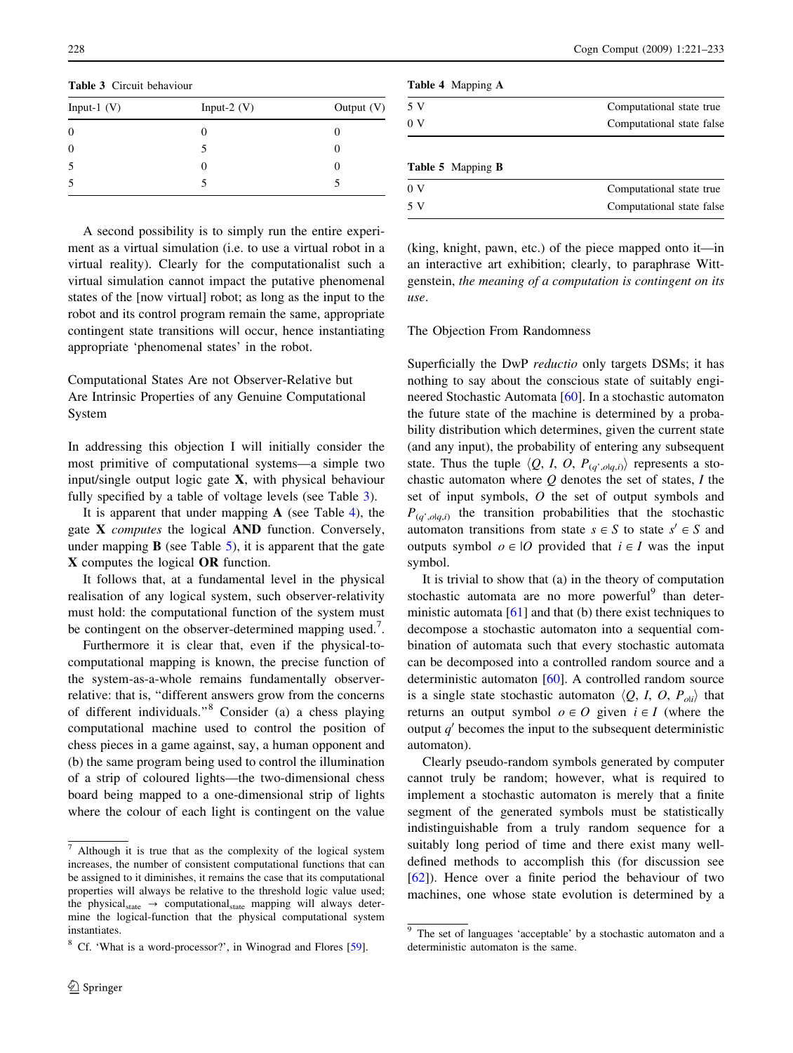**Table 3** Circuit behaviour

| Input-1 (V) | Input-2 (V) | Output (V) |
|---|---|---|
| 0 | 0 | 0 |
| 0 | 5 | 0 |
| 5 | 0 | 0 |
| 5 | 5 | 5 |

A second possibility is to simply run the entire experiment as a virtual simulation (i.e. to use a virtual robot in a virtual reality). Clearly for the computationalist such a virtual simulation cannot impact the putative phenomenal states of the [now virtual] robot; as long as the input to the robot and its control program remain the same, appropriate contingent state transitions will occur, hence instantiating appropriate 'phenomenal states' in the robot.

### Computational States Are not Observer-Relative but Are Intrinsic Properties of any Genuine Computational System

In addressing this objection I will initially consider the most primitive of computational systems—a simple two input/single output logic gate **X**, with physical behaviour fully specified by a table of voltage levels (see Table 3).

It is apparent that under mapping **A** (see Table 4), the gate **X** *computes* the logical **AND** function. Conversely, under mapping **B** (see Table 5), it is apparent that the gate **X** computes the logical **OR** function.

It follows that, at a fundamental level in the physical realisation of any logical system, such observer-relativity must hold: the computational function of the system must be contingent on the observer-determined mapping used.[7].

Furthermore it is clear that, even if the physical-to-computational mapping is known, the precise function of the system-as-a-whole remains fundamentally observer-relative: that is, "different answers grow from the concerns of different individuals."[8] Consider (a) a chess playing computational machine used to control the position of chess pieces in a game against, say, a human opponent and (b) the same program being used to control the illumination of a strip of coloured lights—the two-dimensional chess board being mapped to a one-dimensional strip of lights where the colour of each light is contingent on the value (king, knight, pawn, etc.) of the piece mapped onto it—in an interactive art exhibition; clearly, to paraphrase Wittgenstein, *the meaning of a computation is contingent on its use*.

**Table 4** Mapping **A**

| | |
|---|---|
| 5 V | Computational state true |
| 0 V | Computational state false |

**Table 5** Mapping **B**

| | |
|---|---|
| 0 V | Computational state true |
| 5 V | Computational state false |

### The Objection From Randomness

Superficially the DwP *reductio* only targets DSMs; it has nothing to say about the conscious state of suitably engineered Stochastic Automata [60]. In a stochastic automaton the future state of the machine is determined by a probability distribution which determines, given the current state (and any input), the probability of entering any subsequent state. Thus the tuple $\langle Q, I, O, P_{(q^`,o|q,i)} \rangle$ represents a stochastic automaton where $Q$ denotes the set of states, $I$ the set of input symbols, $O$ the set of output symbols and $P_{(q^`,o|q,i)}$ the transition probabilities that the stochastic automaton transitions from state $s \in S$ to state $s' \in S$ and outputs symbol $o \in |O$ provided that $i \in I$ was the input symbol.

It is trivial to show that (a) in the theory of computation stochastic automata are no more powerful[9] than deterministic automata [61] and that (b) there exist techniques to decompose a stochastic automaton into a sequential combination of automata such that every stochastic automata can be decomposed into a controlled random source and a deterministic automaton [60]. A controlled random source is a single state stochastic automaton $\langle Q, I, O, P_{o|i} \rangle$ that returns an output symbol $o \in O$ given $i \in I$ (where the output $q'$ becomes the input to the subsequent deterministic automaton).

Clearly pseudo-random symbols generated by computer cannot truly be random; however, what is required to implement a stochastic automaton is merely that a finite segment of the generated symbols must be statistically indistinguishable from a truly random sequence for a suitably long period of time and there exist many well-defined methods to accomplish this (for discussion see [62]). Hence over a finite period the behaviour of two machines, one whose state evolution is determined by a

---

[7] Although it is true that as the complexity of the logical system increases, the number of consistent computational functions that can be assigned to it diminishes, it remains the case that its computational properties will always be relative to the threshold logic value used; the $\text{physical}_{\text{state}} \rightarrow \text{computational}_{\text{state}}$ mapping will always determine the logical-function that the physical computational system instantiates.

[8] Cf. 'What is a word-processor?', in Winograd and Flores [59].

[9] The set of languages 'acceptable' by a stochastic automaton and a deterministic automaton is the same.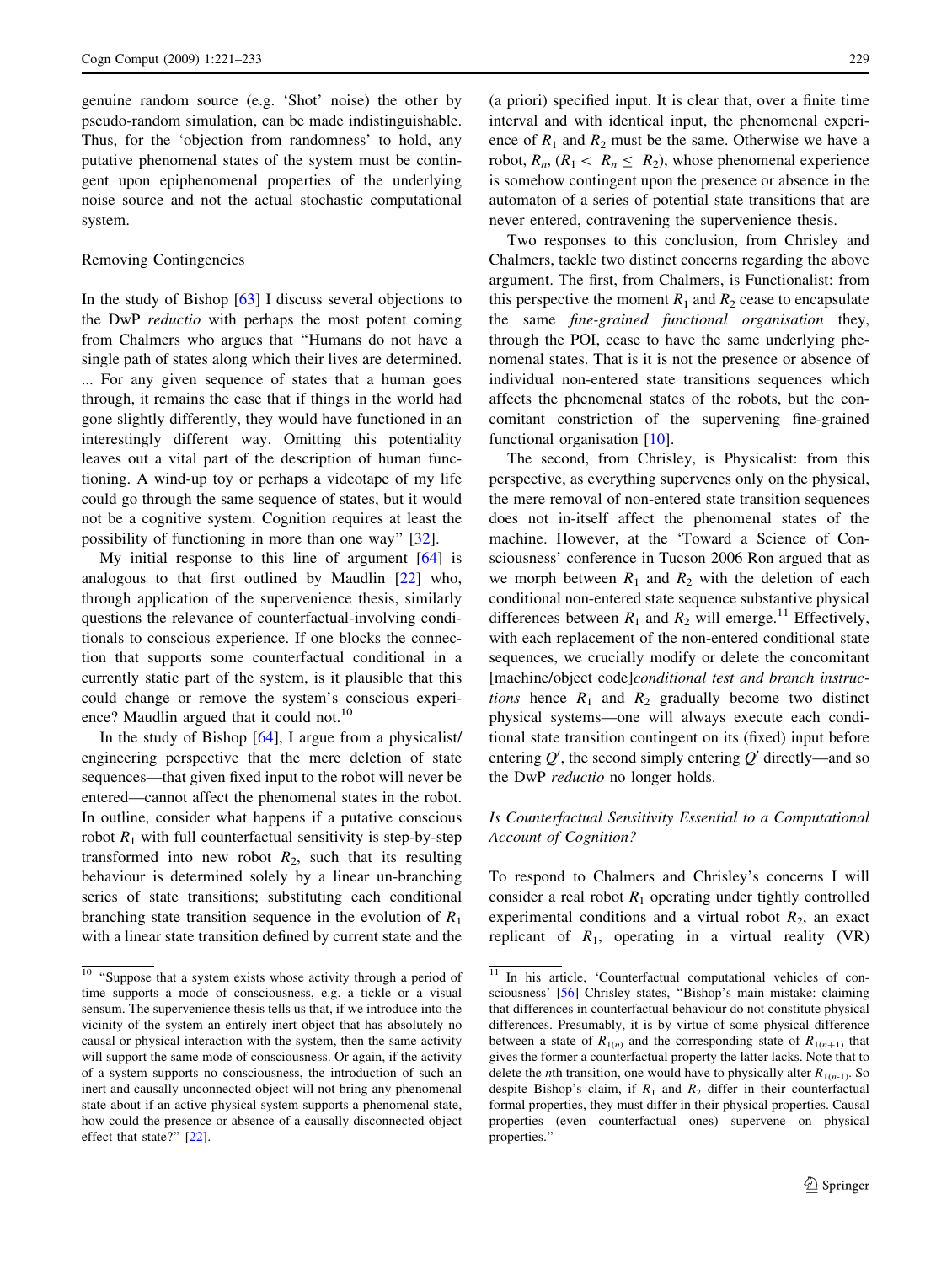genuine random source (e.g. 'Shot' noise) the other by pseudo-random simulation, can be made indistinguishable. Thus, for the 'objection from randomness' to hold, any putative phenomenal states of the system must be contingent upon epiphenomenal properties of the underlying noise source and not the actual stochastic computational system.

Removing Contingencies

In the study of Bishop [63] I discuss several objections to the DwP *reductio* with perhaps the most potent coming from Chalmers who argues that "Humans do not have a single path of states along which their lives are determined. ... For any given sequence of states that a human goes through, it remains the case that if things in the world had gone slightly differently, they would have functioned in an interestingly different way. Omitting this potentiality leaves out a vital part of the description of human functioning. A wind-up toy or perhaps a videotape of my life could go through the same sequence of states, but it would not be a cognitive system. Cognition requires at least the possibility of functioning in more than one way" [32].

My initial response to this line of argument [64] is analogous to that first outlined by Maudlin [22] who, through application of the supervenience thesis, similarly questions the relevance of counterfactual-involving conditionals to conscious experience. If one blocks the connection that supports some counterfactual conditional in a currently static part of the system, is it plausible that this could change or remove the system's conscious experience? Maudlin argued that it could not.[10]

In the study of Bishop [64], I argue from a physicalist/engineering perspective that the mere deletion of state sequences—that given fixed input to the robot will never be entered—cannot affect the phenomenal states in the robot. In outline, consider what happens if a putative conscious robot $R_1$ with full counterfactual sensitivity is step-by-step transformed into new robot $R_2$, such that its resulting behaviour is determined solely by a linear un-branching series of state transitions; substituting each conditional branching state transition sequence in the evolution of $R_1$ with a linear state transition defined by current state and the (a priori) specified input. It is clear that, over a finite time interval and with identical input, the phenomenal experience of $R_1$ and $R_2$ must be the same. Otherwise we have a robot, $R_n$, ($R_1 < R_n \leq R_2$), whose phenomenal experience is somehow contingent upon the presence or absence in the automaton of a series of potential state transitions that are never entered, contravening the supervenience thesis.

Two responses to this conclusion, from Chrisley and Chalmers, tackle two distinct concerns regarding the above argument. The first, from Chalmers, is Functionalist: from this perspective the moment $R_1$ and $R_2$ cease to encapsulate the same *fine-grained functional organisation* they, through the POI, cease to have the same underlying phenomenal states. That is it is not the presence or absence of individual non-entered state transitions sequences which affects the phenomenal states of the robots, but the concomitant constriction of the supervening fine-grained functional organisation [10].

The second, from Chrisley, is Physicalist: from this perspective, as everything supervenes only on the physical, the mere removal of non-entered state transition sequences does not in-itself affect the phenomenal states of the machine. However, at the 'Toward a Science of Consciousness' conference in Tucson 2006 Ron argued that as we morph between $R_1$ and $R_2$ with the deletion of each conditional non-entered state sequence substantive physical differences between $R_1$ and $R_2$ will emerge.[11] Effectively, with each replacement of the non-entered conditional state sequences, we crucially modify or delete the concomitant [machine/object code]*conditional test and branch instructions* hence $R_1$ and $R_2$ gradually become two distinct physical systems—one will always execute each conditional state transition contingent on its (fixed) input before entering $Q'$, the second simply entering $Q'$ directly—and so the DwP *reductio* no longer holds.

*Is Counterfactual Sensitivity Essential to a Computational Account of Cognition?*

To respond to Chalmers and Chrisley's concerns I will consider a real robot $R_1$ operating under tightly controlled experimental conditions and a virtual robot $R_2$, an exact replicant of $R_1$, operating in a virtual reality (VR)

---

[10] "Suppose that a system exists whose activity through a period of time supports a mode of consciousness, e.g. a tickle or a visual sensum. The supervenience thesis tells us that, if we introduce into the vicinity of the system an entirely inert object that has absolutely no causal or physical interaction with the system, then the same activity will support the same mode of consciousness. Or again, if the activity of a system supports no consciousness, the introduction of such an inert and causally unconnected object will not bring any phenomenal state about if an active physical system supports a phenomenal state, how could the presence or absence of a causally disconnected object effect that state?" [22].

[11] In his article, 'Counterfactual computational vehicles of consciousness' [56] Chrisley states, "Bishop's main mistake: claiming that differences in counterfactual behaviour do not constitute physical differences. Presumably, it is by virtue of some physical difference between a state of $R_{1(n)}$ and the corresponding state of $R_{1(n+1)}$ that gives the former a counterfactual property the latter lacks. Note that to delete the *n*th transition, one would have to physically alter $R_{1(n-1)}$. So despite Bishop's claim, if $R_1$ and $R_2$ differ in their counterfactual formal properties, they must differ in their physical properties. Causal properties (even counterfactual ones) supervene on physical properties."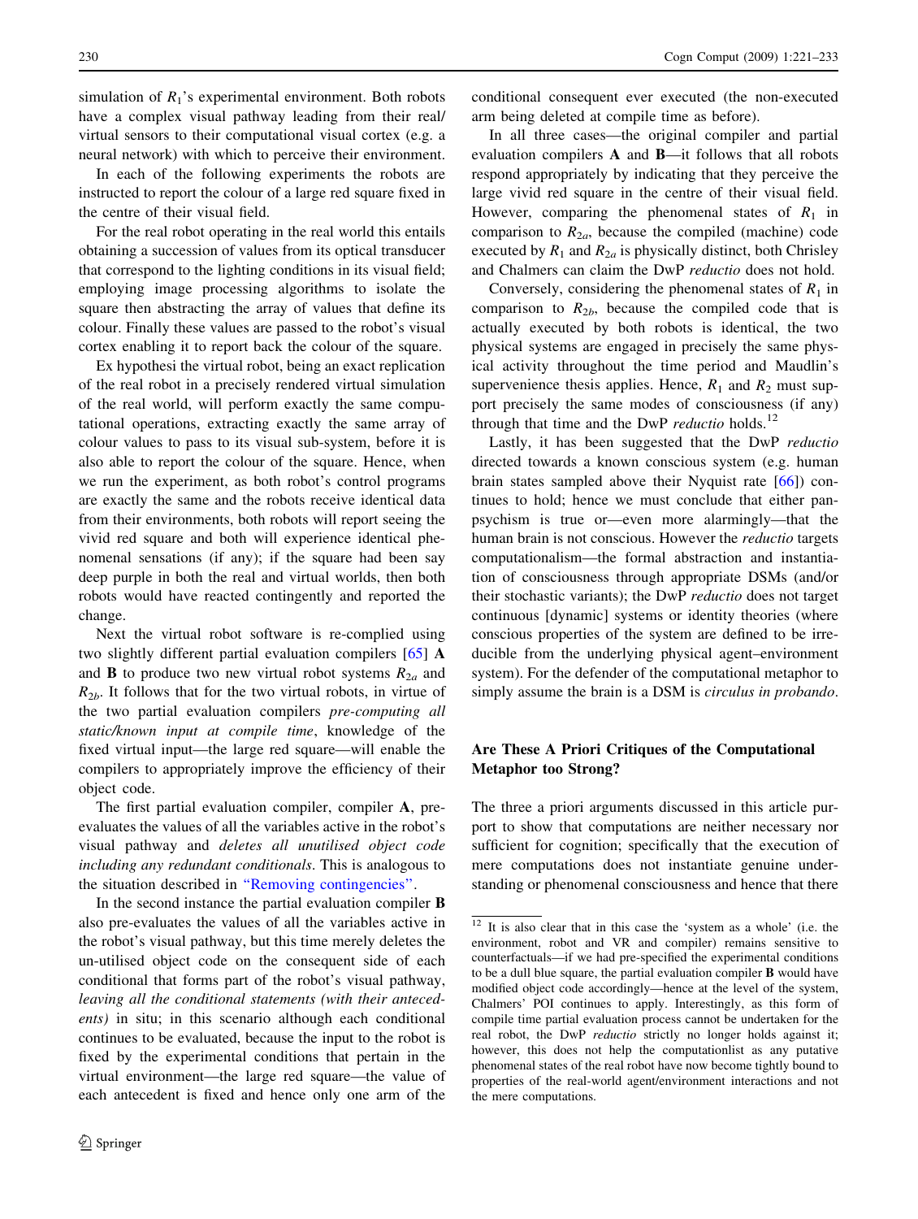simulation of $R_1$'s experimental environment. Both robots have a complex visual pathway leading from their real/virtual sensors to their computational visual cortex (e.g. a neural network) with which to perceive their environment.

In each of the following experiments the robots are instructed to report the colour of a large red square fixed in the centre of their visual field.

For the real robot operating in the real world this entails obtaining a succession of values from its optical transducer that correspond to the lighting conditions in its visual field; employing image processing algorithms to isolate the square then abstracting the array of values that define its colour. Finally these values are passed to the robot's visual cortex enabling it to report back the colour of the square.

Ex hypothesi the virtual robot, being an exact replication of the real robot in a precisely rendered virtual simulation of the real world, will perform exactly the same computational operations, extracting exactly the same array of colour values to pass to its visual sub-system, before it is also able to report the colour of the square. Hence, when we run the experiment, as both robot's control programs are exactly the same and the robots receive identical data from their environments, both robots will report seeing the vivid red square and both will experience identical phenomenal sensations (if any); if the square had been say deep purple in both the real and virtual worlds, then both robots would have reacted contingently and reported the change.

Next the virtual robot software is re-complied using two slightly different partial evaluation compilers [65] **A** and **B** to produce two new virtual robot systems $R_{2a}$ and $R_{2b}$. It follows that for the two virtual robots, in virtue of the two partial evaluation compilers *pre-computing all static/known input at compile time*, knowledge of the fixed virtual input—the large red square—will enable the compilers to appropriately improve the efficiency of their object code.

The first partial evaluation compiler, compiler **A**, pre-evaluates the values of all the variables active in the robot's visual pathway and *deletes all unutilised object code including any redundant conditionals*. This is analogous to the situation described in "Removing contingencies".

In the second instance the partial evaluation compiler **B** also pre-evaluates the values of all the variables active in the robot's visual pathway, but this time merely deletes the un-utilised object code on the consequent side of each conditional that forms part of the robot's visual pathway, *leaving all the conditional statements (with their antecedents)* in situ; in this scenario although each conditional continues to be evaluated, because the input to the robot is fixed by the experimental conditions that pertain in the virtual environment—the large red square—the value of each antecedent is fixed and hence only one arm of the conditional consequent ever executed (the non-executed arm being deleted at compile time as before).

In all three cases—the original compiler and partial evaluation compilers **A** and **B**—it follows that all robots respond appropriately by indicating that they perceive the large vivid red square in the centre of their visual field. However, comparing the phenomenal states of $R_1$ in comparison to $R_{2a}$, because the compiled (machine) code executed by $R_1$ and $R_{2a}$ is physically distinct, both Chrisley and Chalmers can claim the DwP *reductio* does not hold.

Conversely, considering the phenomenal states of $R_1$ in comparison to $R_{2b}$, because the compiled code that is actually executed by both robots is identical, the two physical systems are engaged in precisely the same physical activity throughout the time period and Maudlin's supervenience thesis applies. Hence, $R_1$ and $R_2$ must support precisely the same modes of consciousness (if any) through that time and the DwP *reductio* holds.[12]

Lastly, it has been suggested that the DwP *reductio* directed towards a known conscious system (e.g. human brain states sampled above their Nyquist rate [66]) continues to hold; hence we must conclude that either panpsychism is true or—even more alarmingly—that the human brain is not conscious. However the *reductio* targets computationalism—the formal abstraction and instantiation of consciousness through appropriate DSMs (and/or their stochastic variants); the DwP *reductio* does not target continuous [dynamic] systems or identity theories (where conscious properties of the system are defined to be irreducible from the underlying physical agent–environment system). For the defender of the computational metaphor to simply assume the brain is a DSM is *circulus in probando*.

## Are These A Priori Critiques of the Computational Metaphor too Strong?

The three a priori arguments discussed in this article purport to show that computations are neither necessary nor sufficient for cognition; specifically that the execution of mere computations does not instantiate genuine understanding or phenomenal consciousness and hence that there

[12] It is also clear that in this case the 'system as a whole' (i.e. the environment, robot and VR and compiler) remains sensitive to counterfactuals—if we had pre-specified the experimental conditions to be a dull blue square, the partial evaluation compiler **B** would have modified object code accordingly—hence at the level of the system, Chalmers' POI continues to apply. Interestingly, as this form of compile time partial evaluation process cannot be undertaken for the real robot, the DwP *reductio* strictly no longer holds against it; however, this does not help the computationalist as any putative phenomenal states of the real robot have now become tightly bound to properties of the real-world agent/environment interactions and not the mere computations.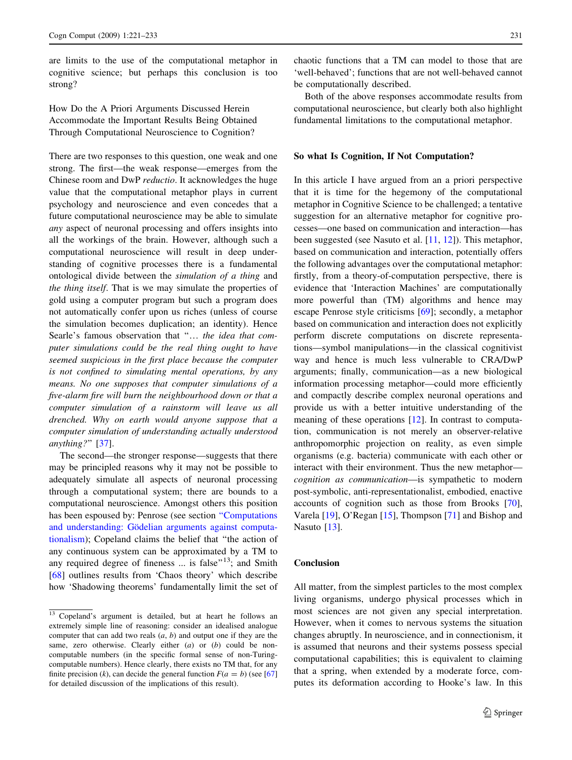are limits to the use of the computational metaphor in cognitive science; but perhaps this conclusion is too strong?

### How Do the A Priori Arguments Discussed Herein Accommodate the Important Results Being Obtained Through Computational Neuroscience to Cognition?

There are two responses to this question, one weak and one strong. The first—the weak response—emerges from the Chinese room and DwP *reductio*. It acknowledges the huge value that the computational metaphor plays in current psychology and neuroscience and even concedes that a future computational neuroscience may be able to simulate *any* aspect of neuronal processing and offers insights into all the workings of the brain. However, although such a computational neuroscience will result in deep understanding of cognitive processes there is a fundamental ontological divide between the *simulation of a thing* and *the thing itself*. That is we may simulate the properties of gold using a computer program but such a program does not automatically confer upon us riches (unless of course the simulation becomes duplication; an identity). Hence Searle's famous observation that "*… the idea that computer simulations could be the real thing ought to have seemed suspicious in the first place because the computer is not confined to simulating mental operations, by any means. No one supposes that computer simulations of a five-alarm fire will burn the neighbourhood down or that a computer simulation of a rainstorm will leave us all drenched. Why on earth would anyone suppose that a computer simulation of understanding actually understood anything?*" [37].

The second—the stronger response—suggests that there may be principled reasons why it may not be possible to adequately simulate all aspects of neuronal processing through a computational system; there are bounds to a computational neuroscience. Amongst others this position has been espoused by: Penrose (see section "Computations and understanding: Gödelian arguments against computationalism); Copeland claims the belief that "the action of any continuous system can be approximated by a TM to any required degree of fineness ... is false"[13]; and Smith [68] outlines results from 'Chaos theory' which describe how 'Shadowing theorems' fundamentally limit the set of chaotic functions that a TM can model to those that are 'well-behaved'; functions that are not well-behaved cannot be computationally described.

Both of the above responses accommodate results from computational neuroscience, but clearly both also highlight fundamental limitations to the computational metaphor.

## So what Is Cognition, If Not Computation?

In this article I have argued from an a priori perspective that it is time for the hegemony of the computational metaphor in Cognitive Science to be challenged; a tentative suggestion for an alternative metaphor for cognitive processes—one based on communication and interaction—has been suggested (see Nasuto et al. [11, 12]). This metaphor, based on communication and interaction, potentially offers the following advantages over the computational metaphor: firstly, from a theory-of-computation perspective, there is evidence that 'Interaction Machines' are computationally more powerful than (TM) algorithms and hence may escape Penrose style criticisms [69]; secondly, a metaphor based on communication and interaction does not explicitly perform discrete computations on discrete representations—symbol manipulations—in the classical cognitivist way and hence is much less vulnerable to CRA/DwP arguments; finally, communication—as a new biological information processing metaphor—could more efficiently and compactly describe complex neuronal operations and provide us with a better intuitive understanding of the meaning of these operations [12]. In contrast to computation, communication is not merely an observer-relative anthropomorphic projection on reality, as even simple organisms (e.g. bacteria) communicate with each other or interact with their environment. Thus the new metaphor—*cognition as communication*—is sympathetic to modern post-symbolic, anti-representationalist, embodied, enactive accounts of cognition such as those from Brooks [70], Varela [19], O'Regan [15], Thompson [71] and Bishop and Nasuto [13].

## Conclusion

All matter, from the simplest particles to the most complex living organisms, undergo physical processes which in most sciences are not given any special interpretation. However, when it comes to nervous systems the situation changes abruptly. In neuroscience, and in connectionism, it is assumed that neurons and their systems possess special computational capabilities; this is equivalent to claiming that a spring, when extended by a moderate force, computes its deformation according to Hooke's law. In this

---

[13] Copeland's argument is detailed, but at heart he follows an extremely simple line of reasoning: consider an idealised analogue computer that can add two reals ($a$, $b$) and output one if they are the same, zero otherwise. Clearly either ($a$) or ($b$) could be non-computable numbers (in the specific formal sense of non-Turing-computable numbers). Hence clearly, there exists no TM that, for any finite precision ($k$), can decide the general function $F(a = b)$ (see [67] for detailed discussion of the implications of this result).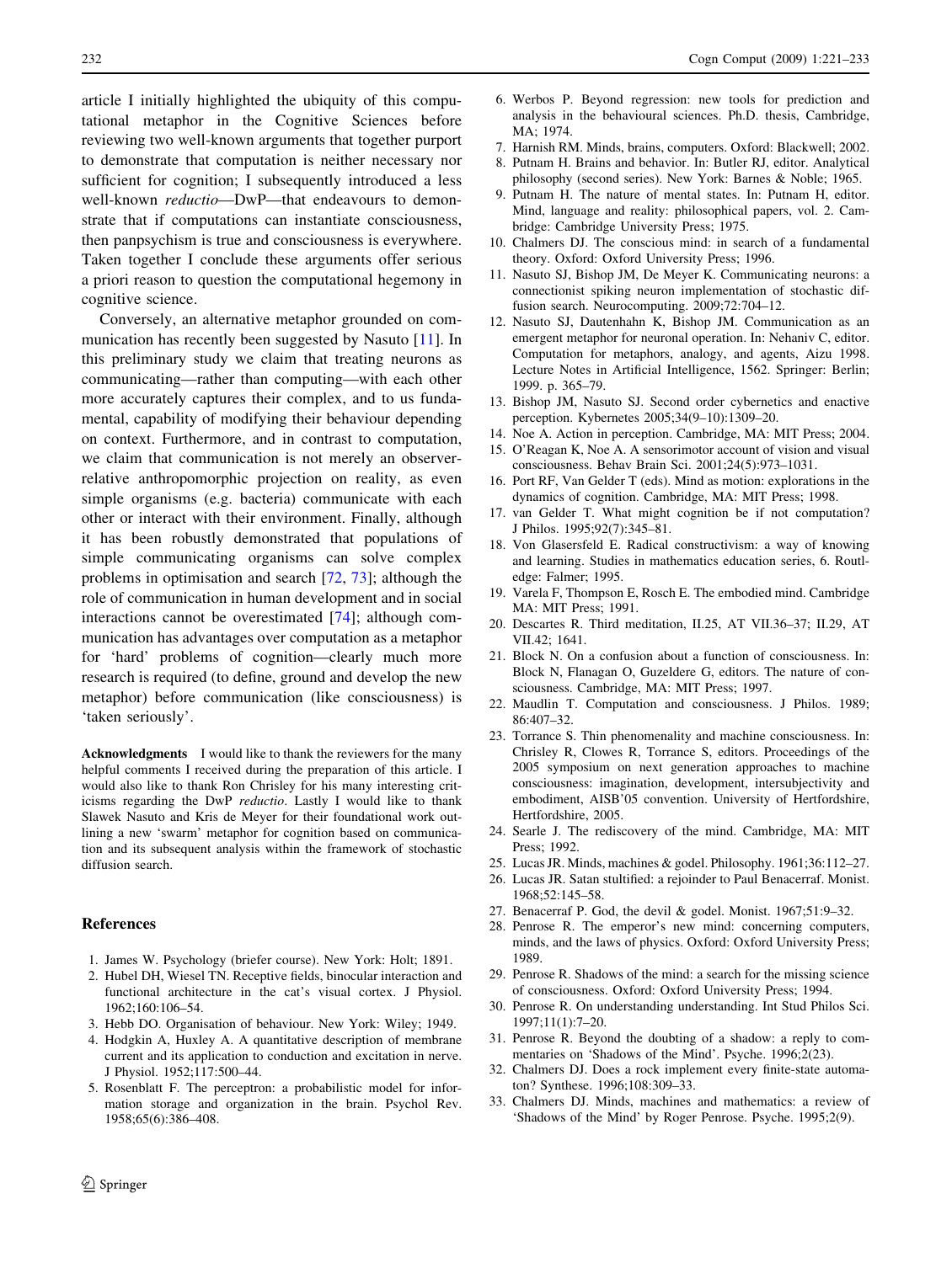article I initially highlighted the ubiquity of this computational metaphor in the Cognitive Sciences before reviewing two well-known arguments that together purport to demonstrate that computation is neither necessary nor sufficient for cognition; I subsequently introduced a less well-known *reductio*—DwP—that endeavours to demonstrate that if computations can instantiate consciousness, then panpsychism is true and consciousness is everywhere. Taken together I conclude these arguments offer serious a priori reason to question the computational hegemony in cognitive science.

Conversely, an alternative metaphor grounded on communication has recently been suggested by Nasuto [11]. In this preliminary study we claim that treating neurons as communicating—rather than computing—with each other more accurately captures their complex, and to us fundamental, capability of modifying their behaviour depending on context. Furthermore, and in contrast to computation, we claim that communication is not merely an observer-relative anthropomorphic projection on reality, as even simple organisms (e.g. bacteria) communicate with each other or interact with their environment. Finally, although it has been robustly demonstrated that populations of simple communicating organisms can solve complex problems in optimisation and search [72, 73]; although the role of communication in human development and in social interactions cannot be overestimated [74]; although communication has advantages over computation as a metaphor for 'hard' problems of cognition—clearly much more research is required (to define, ground and develop the new metaphor) before communication (like consciousness) is 'taken seriously'.

**Acknowledgments** I would like to thank the reviewers for the many helpful comments I received during the preparation of this article. I would also like to thank Ron Chrisley for his many interesting criticisms regarding the DwP *reductio*. Lastly I would like to thank Slawek Nasuto and Kris de Meyer for their foundational work outlining a new 'swarm' metaphor for cognition based on communication and its subsequent analysis within the framework of stochastic diffusion search.

## References

1. James W. Psychology (briefer course). New York: Holt; 1891.
2. Hubel DH, Wiesel TN. Receptive fields, binocular interaction and functional architecture in the cat's visual cortex. J Physiol. 1962;160:106–54.
3. Hebb DO. Organisation of behaviour. New York: Wiley; 1949.
4. Hodgkin A, Huxley A. A quantitative description of membrane current and its application to conduction and excitation in nerve. J Physiol. 1952;117:500–44.
5. Rosenblatt F. The perceptron: a probabilistic model for information storage and organization in the brain. Psychol Rev. 1958;65(6):386–408.
6. Werbos P. Beyond regression: new tools for prediction and analysis in the behavioural sciences. Ph.D. thesis, Cambridge, MA; 1974.
7. Harnish RM. Minds, brains, computers. Oxford: Blackwell; 2002.
8. Putnam H. Brains and behavior. In: Butler RJ, editor. Analytical philosophy (second series). New York: Barnes & Noble; 1965.
9. Putnam H. The nature of mental states. In: Putnam H, editor. Mind, language and reality: philosophical papers, vol. 2. Cambridge: Cambridge University Press; 1975.
10. Chalmers DJ. The conscious mind: in search of a fundamental theory. Oxford: Oxford University Press; 1996.
11. Nasuto SJ, Bishop JM, De Meyer K. Communicating neurons: a connectionist spiking neuron implementation of stochastic diffusion search. Neurocomputing. 2009;72:704–12.
12. Nasuto SJ, Dautenhahn K, Bishop JM. Communication as an emergent metaphor for neuronal operation. In: Nehaniv C, editor. Computation for metaphors, analogy, and agents, Aizu 1998. Lecture Notes in Artificial Intelligence, 1562. Springer: Berlin; 1999. p. 365–79.
13. Bishop JM, Nasuto SJ. Second order cybernetics and enactive perception. Kybernetes 2005;34(9–10):1309–20.
14. Noe A. Action in perception. Cambridge, MA: MIT Press; 2004.
15. O'Reagan K, Noe A. A sensorimotor account of vision and visual consciousness. Behav Brain Sci. 2001;24(5):973–1031.
16. Port RF, Van Gelder T (eds). Mind as motion: explorations in the dynamics of cognition. Cambridge, MA: MIT Press; 1998.
17. van Gelder T. What might cognition be if not computation? J Philos. 1995;92(7):345–81.
18. Von Glasersfeld E. Radical constructivism: a way of knowing and learning. Studies in mathematics education series, 6. Routledge: Falmer; 1995.
19. Varela F, Thompson E, Rosch E. The embodied mind. Cambridge MA: MIT Press; 1991.
20. Descartes R. Third meditation, II.25, AT VII.36–37; II.29, AT VII.42; 1641.
21. Block N. On a confusion about a function of consciousness. In: Block N, Flanagan O, Guzeldere G, editors. The nature of consciousness. Cambridge, MA: MIT Press; 1997.
22. Maudlin T. Computation and consciousness. J Philos. 1989; 86:407–32.
23. Torrance S. Thin phenomenality and machine consciousness. In: Chrisley R, Clowes R, Torrance S, editors. Proceedings of the 2005 symposium on next generation approaches to machine consciousness: imagination, development, intersubjectivity and embodiment, AISB'05 convention. University of Hertfordshire, Hertfordshire, 2005.
24. Searle J. The rediscovery of the mind. Cambridge, MA: MIT Press; 1992.
25. Lucas JR. Minds, machines & godel. Philosophy. 1961;36:112–27.
26. Lucas JR. Satan stultified: a rejoinder to Paul Benacerraf. Monist. 1968;52:145–58.
27. Benacerraf P. God, the devil & godel. Monist. 1967;51:9–32.
28. Penrose R. The emperor's new mind: concerning computers, minds, and the laws of physics. Oxford: Oxford University Press; 1989.
29. Penrose R. Shadows of the mind: a search for the missing science of consciousness. Oxford: Oxford University Press; 1994.
30. Penrose R. On understanding understanding. Int Stud Philos Sci. 1997;11(1):7–20.
31. Penrose R. Beyond the doubting of a shadow: a reply to commentaries on 'Shadows of the Mind'. Psyche. 1996;2(23).
32. Chalmers DJ. Does a rock implement every finite-state automaton? Synthese. 1996;108:309–33.
33. Chalmers DJ. Minds, machines and mathematics: a review of 'Shadows of the Mind' by Roger Penrose. Psyche. 1995;2(9).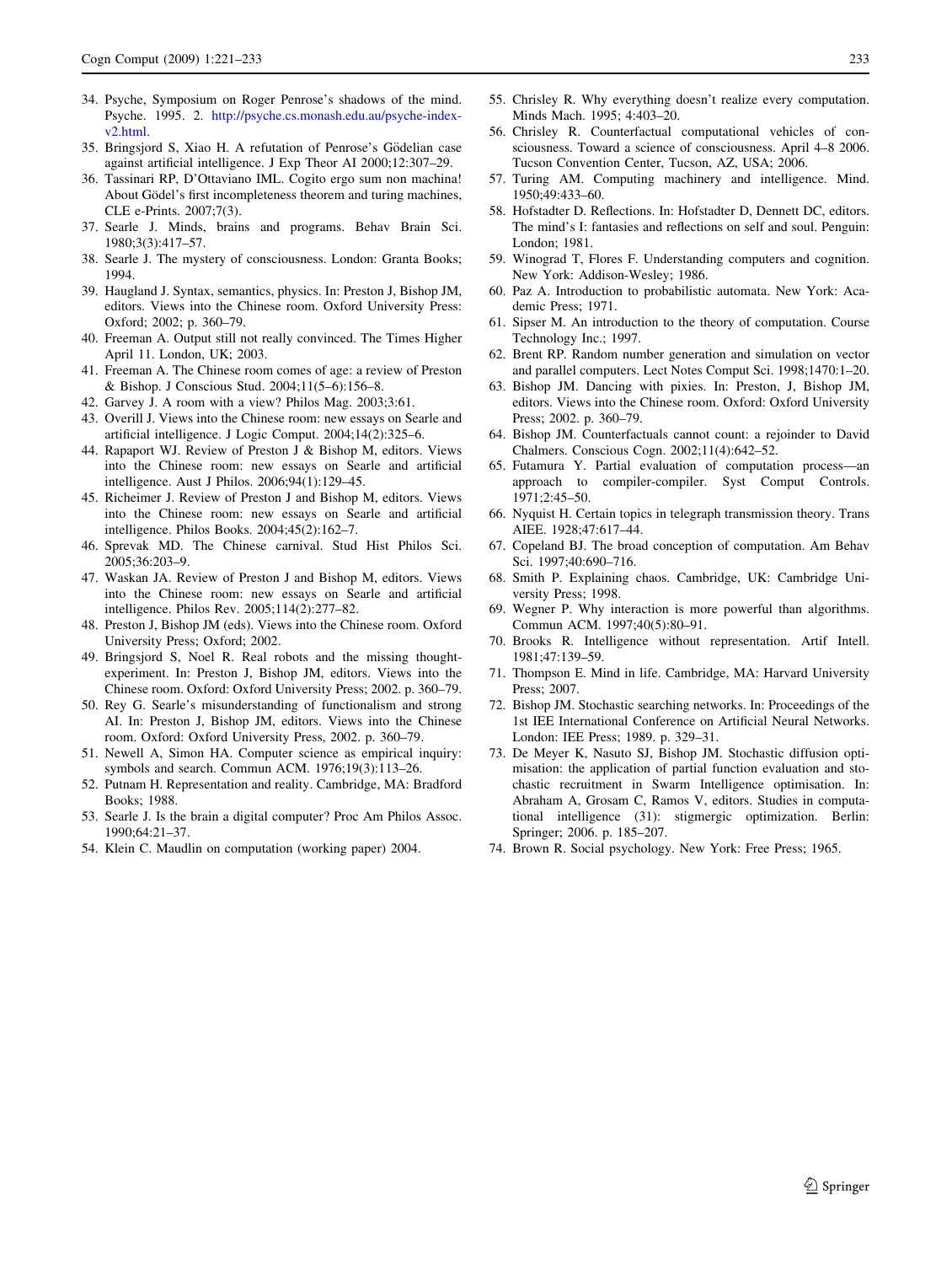34. Psyche, Symposium on Roger Penrose's shadows of the mind. Psyche. 1995. 2. http://psyche.cs.monash.edu.au/psyche-index-v2.html.
35. Bringsjord S, Xiao H. A refutation of Penrose's Gödelian case against artificial intelligence. J Exp Theor AI 2000;12:307–29.
36. Tassinari RP, D'Ottaviano IML. Cogito ergo sum non machina! About Gödel's first incompleteness theorem and turing machines, CLE e-Prints. 2007;7(3).
37. Searle J. Minds, brains and programs. Behav Brain Sci. 1980;3(3):417–57.
38. Searle J. The mystery of consciousness. London: Granta Books; 1994.
39. Haugland J. Syntax, semantics, physics. In: Preston J, Bishop JM, editors. Views into the Chinese room. Oxford University Press: Oxford; 2002; p. 360–79.
40. Freeman A. Output still not really convinced. The Times Higher April 11. London, UK; 2003.
41. Freeman A. The Chinese room comes of age: a review of Preston & Bishop. J Conscious Stud. 2004;11(5–6):156–8.
42. Garvey J. A room with a view? Philos Mag. 2003;3:61.
43. Overill J. Views into the Chinese room: new essays on Searle and artificial intelligence. J Logic Comput. 2004;14(2):325–6.
44. Rapaport WJ. Review of Preston J & Bishop M, editors. Views into the Chinese room: new essays on Searle and artificial intelligence. Aust J Philos. 2006;94(1):129–45.
45. Richeimer J. Review of Preston J and Bishop M, editors. Views into the Chinese room: new essays on Searle and artificial intelligence. Philos Books. 2004;45(2):162–7.
46. Sprevak MD. The Chinese carnival. Stud Hist Philos Sci. 2005;36:203–9.
47. Waskan JA. Review of Preston J and Bishop M, editors. Views into the Chinese room: new essays on Searle and artificial intelligence. Philos Rev. 2005;114(2):277–82.
48. Preston J, Bishop JM (eds). Views into the Chinese room. Oxford University Press; Oxford; 2002.
49. Bringsjord S, Noel R. Real robots and the missing thought-experiment. In: Preston J, Bishop JM, editors. Views into the Chinese room. Oxford: Oxford University Press; 2002. p. 360–79.
50. Rey G. Searle's misunderstanding of functionalism and strong AI. In: Preston J, Bishop JM, editors. Views into the Chinese room. Oxford: Oxford University Press, 2002. p. 360–79.
51. Newell A, Simon HA. Computer science as empirical inquiry: symbols and search. Commun ACM. 1976;19(3):113–26.
52. Putnam H. Representation and reality. Cambridge, MA: Bradford Books; 1988.
53. Searle J. Is the brain a digital computer? Proc Am Philos Assoc. 1990;64:21–37.
54. Klein C. Maudlin on computation (working paper) 2004.
55. Chrisley R. Why everything doesn't realize every computation. Minds Mach. 1995; 4:403–20.
56. Chrisley R. Counterfactual computational vehicles of consciousness. Toward a science of consciousness. April 4–8 2006. Tucson Convention Center, Tucson, AZ, USA; 2006.
57. Turing AM. Computing machinery and intelligence. Mind. 1950;49:433–60.
58. Hofstadter D. Reflections. In: Hofstadter D, Dennett DC, editors. The mind's I: fantasies and reflections on self and soul. Penguin: London; 1981.
59. Winograd T, Flores F. Understanding computers and cognition. New York: Addison-Wesley; 1986.
60. Paz A. Introduction to probabilistic automata. New York: Academic Press; 1971.
61. Sipser M. An introduction to the theory of computation. Course Technology Inc.; 1997.
62. Brent RP. Random number generation and simulation on vector and parallel computers. Lect Notes Comput Sci. 1998;1470:1–20.
63. Bishop JM. Dancing with pixies. In: Preston, J, Bishop JM, editors. Views into the Chinese room. Oxford: Oxford University Press; 2002. p. 360–79.
64. Bishop JM. Counterfactuals cannot count: a rejoinder to David Chalmers. Conscious Cogn. 2002;11(4):642–52.
65. Futamura Y. Partial evaluation of computation process—an approach to compiler-compiler. Syst Comput Controls. 1971;2:45–50.
66. Nyquist H. Certain topics in telegraph transmission theory. Trans AIEE. 1928;47:617–44.
67. Copeland BJ. The broad conception of computation. Am Behav Sci. 1997;40:690–716.
68. Smith P. Explaining chaos. Cambridge, UK: Cambridge University Press; 1998.
69. Wegner P. Why interaction is more powerful than algorithms. Commun ACM. 1997;40(5):80–91.
70. Brooks R. Intelligence without representation. Artif Intell. 1981;47:139–59.
71. Thompson E. Mind in life. Cambridge, MA: Harvard University Press; 2007.
72. Bishop JM. Stochastic searching networks. In: Proceedings of the 1st IEE International Conference on Artificial Neural Networks. London: IEE Press; 1989. p. 329–31.
73. De Meyer K, Nasuto SJ, Bishop JM. Stochastic diffusion optimisation: the application of partial function evaluation and stochastic recruitment in Swarm Intelligence optimisation. In: Abraham A, Grosam C, Ramos V, editors. Studies in computational intelligence (31): stigmergic optimization. Berlin: Springer; 2006. p. 185–207.
74. Brown R. Social psychology. New York: Free Press; 1965.